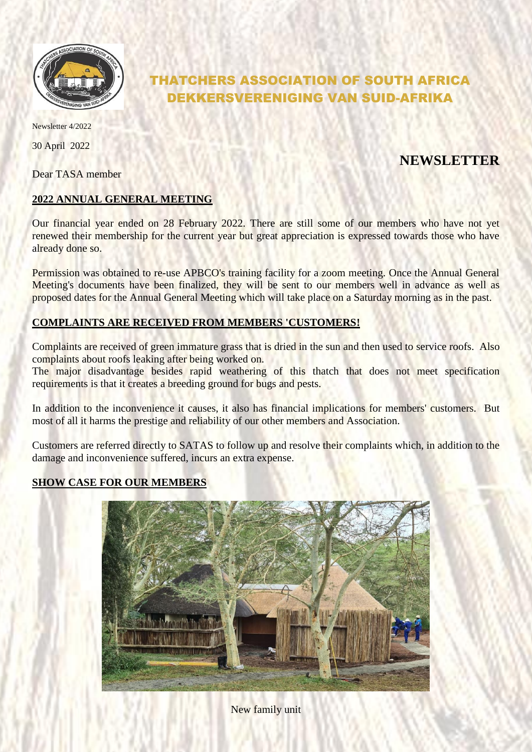# THATCHERS ASSOCIATION OF SOUTH AFRICA
# DEKKERSVERENIGING VAN SUID-AFRIKA

Newsletter 4/2022

30 April 2022

## NEWSLETTER

Dear TASA member

### 2022 ANNUAL GENERAL MEETING

Our financial year ended on 28 February 2022. There are still some of our members who have not yet renewed their membership for the current year but great appreciation is expressed towards those who have already done so.

Permission was obtained to re-use APBCO's training facility for a zoom meeting. Once the Annual General Meeting's documents have been finalized, they will be sent to our members well in advance as well as proposed dates for the Annual General Meeting which will take place on a Saturday morning as in the past.

### COMPLAINTS ARE RECEIVED FROM MEMBERS 'CUSTOMERS!

Complaints are received of green immature grass that is dried in the sun and then used to service roofs. Also complaints about roofs leaking after being worked on.
The major disadvantage besides rapid weathering of this thatch that does not meet specification requirements is that it creates a breeding ground for bugs and pests.

In addition to the inconvenience it causes, it also has financial implications for members' customers. But most of all it harms the prestige and reliability of our other members and Association.

Customers are referred directly to SATAS to follow up and resolve their complaints which, in addition to the damage and inconvenience suffered, incurs an extra expense.

### SHOW CASE FOR OUR MEMBERS

New family unit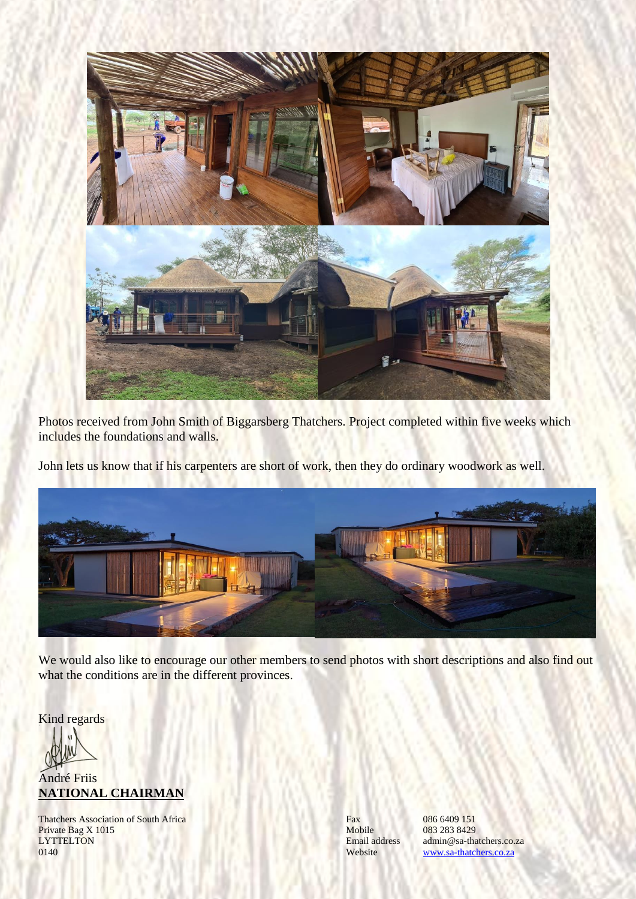Photos received from John Smith of Biggarsberg Thatchers. Project completed within five weeks which includes the foundations and walls.

John lets us know that if his carpenters are short of work, then they do ordinary woodwork as well.

We would also like to encourage our other members to send photos with short descriptions and also find out what the conditions are in the different provinces.

Kind regards

André Friis
**NATIONAL CHAIRMAN**

Thatchers Association of South Africa
Private Bag X 1015
LYTTELTON
0140

| | |
|---|---|
| Fax | 086 6409 151 |
| Mobile | 083 283 8429 |
| Email address | admin@sa-thatchers.co.za |
| Website | www.sa-thatchers.co.za |